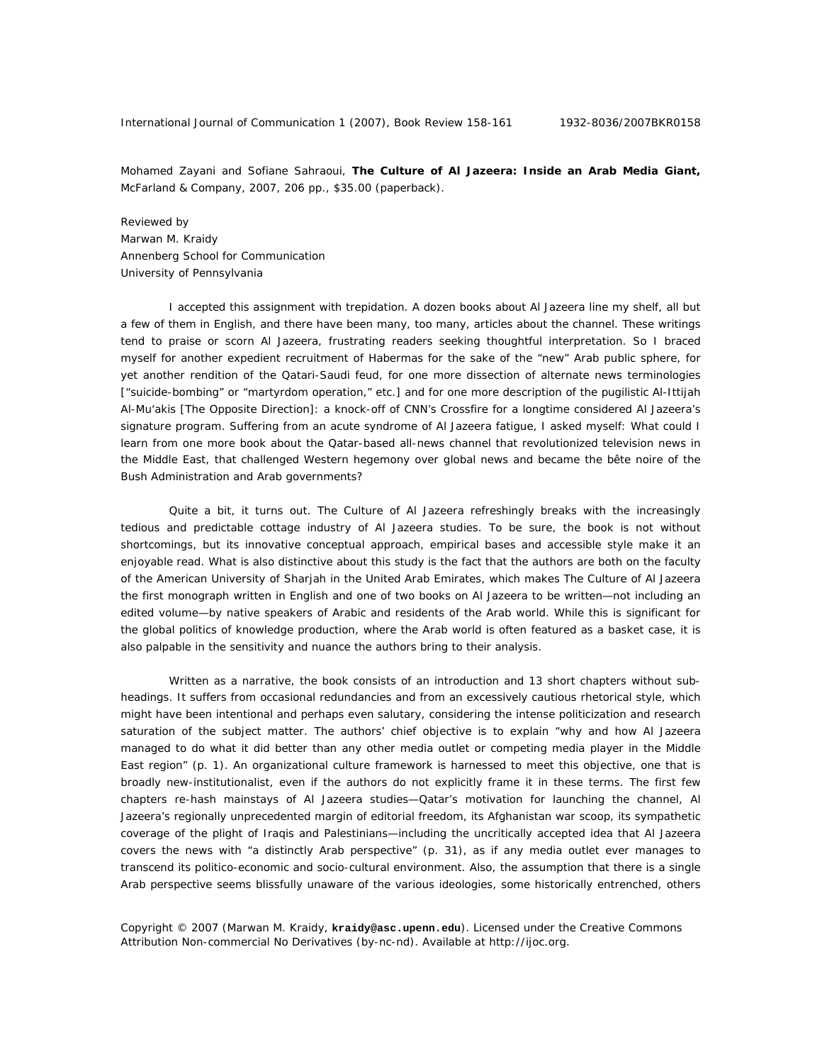Mohamed Zayani and Sofiane Sahraoui, **The Culture of Al Jazeera: Inside an Arab Media Giant,** McFarland & Company, 2007, 206 pp., $35.00 (paperback).

Reviewed by
Marwan M. Kraidy
Annenberg School for Communication
University of Pennsylvania

I accepted this assignment with trepidation. A dozen books about Al Jazeera line my shelf, all but a few of them in English, and there have been many, too many, articles about the channel. These writings tend to praise or scorn Al Jazeera, frustrating readers seeking thoughtful interpretation. So I braced myself for another expedient recruitment of Habermas for the sake of the "new" Arab public sphere, for yet another rendition of the Qatari-Saudi feud, for one more dissection of alternate news terminologies ["suicide-bombing" or "martyrdom operation," etc.] and for one more description of the pugilistic *Al-Ittijah Al-Mu'akis* [The Opposite Direction]: a knock-off of CNN's *Crossfire* for a longtime considered Al Jazeera's signature program. Suffering from an acute syndrome of Al Jazeera fatigue, I asked myself: What could I learn from one more book about the Qatar-based all-news channel that revolutionized television news in the Middle East, that challenged Western hegemony over global news and became the bête noire of the Bush Administration and Arab governments?

Quite a bit, it turns out. *The Culture of Al Jazeera* refreshingly breaks with the increasingly tedious and predictable cottage industry of Al Jazeera studies. To be sure, the book is not without shortcomings, but its innovative conceptual approach, empirical bases and accessible style make it an enjoyable read. What is also distinctive about this study is the fact that the authors are both on the faculty of the American University of Sharjah in the United Arab Emirates, which makes *The Culture of Al Jazeera* the first monograph written in English and one of two books on Al Jazeera to be written—not including an edited volume—by native speakers of Arabic and residents of the Arab world. While this is significant for the global politics of knowledge production, where the Arab world is often featured as a basket case, it is also palpable in the sensitivity and nuance the authors bring to their analysis.

Written as a narrative, the book consists of an introduction and 13 short chapters without sub-headings. It suffers from occasional redundancies and from an excessively cautious rhetorical style, which might have been intentional and perhaps even salutary, considering the intense politicization and research saturation of the subject matter. The authors' chief objective is to explain "why and how Al Jazeera managed to do what it did better than any other media outlet or competing media player in the Middle East region" (p. 1). An organizational culture framework is harnessed to meet this objective, one that is broadly new-institutionalist, even if the authors do not explicitly frame it in these terms. The first few chapters re-hash mainstays of Al Jazeera studies—Qatar's motivation for launching the channel, Al Jazeera's regionally unprecedented margin of editorial freedom, its Afghanistan war scoop, its sympathetic coverage of the plight of Iraqis and Palestinians—including the uncritically accepted idea that Al Jazeera covers the news with "a distinctly Arab perspective" (p. 31), as if any media outlet ever manages to transcend its politico-economic and socio-cultural environment. Also, the assumption that there is a single Arab perspective seems blissfully unaware of the various ideologies, some historically entrenched, others

Copyright © 2007 (Marwan M. Kraidy, **kraidy@asc.upenn.edu**). Licensed under the Creative Commons Attribution Non-commercial No Derivatives (by-nc-nd). Available at http://ijoc.org.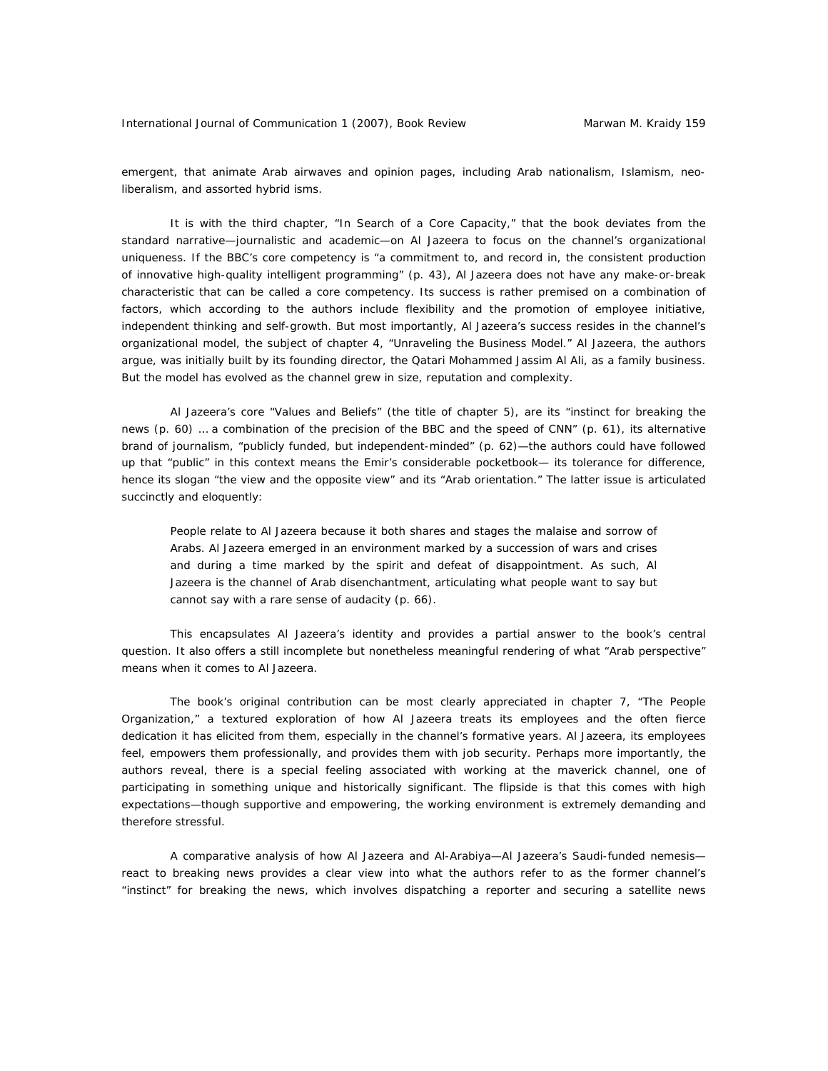emergent, that animate Arab airwaves and opinion pages, including Arab nationalism, Islamism, neo-liberalism, and assorted hybrid isms.

It is with the third chapter, "In Search of a Core Capacity," that the book deviates from the standard narrative—journalistic and academic—on Al Jazeera to focus on the channel's organizational uniqueness. If the BBC's core competency is "a commitment to, and record in, the consistent production of innovative high-quality intelligent programming" (p. 43), Al Jazeera does not have any make-or-break characteristic that can be called a core competency. Its success is rather premised on a combination of factors, which according to the authors include flexibility and the promotion of employee initiative, independent thinking and self-growth. But most importantly, Al Jazeera's success resides in the channel's organizational model, the subject of chapter 4, "Unraveling the Business Model." Al Jazeera, the authors argue, was initially built by its founding director, the Qatari Mohammed Jassim Al Ali, as a family business. But the model has evolved as the channel grew in size, reputation and complexity.

Al Jazeera's core "Values and Beliefs" (the title of chapter 5), are its "instinct for breaking the news (p. 60) … a combination of the precision of the BBC and the speed of CNN" (p. 61), its alternative brand of journalism, "publicly funded, but independent-minded" (p. 62)—the authors could have followed up that "public" in this context means the Emir's considerable pocketbook— its tolerance for difference, hence its slogan "the view and the opposite view" and its "Arab orientation." The latter issue is articulated succinctly and eloquently:

> People relate to Al Jazeera because it both shares and stages the malaise and sorrow of Arabs. Al Jazeera emerged in an environment marked by a succession of wars and crises and during a time marked by the spirit and defeat of disappointment. As such, Al Jazeera is the channel of Arab disenchantment, articulating what people want to say but cannot say with a rare sense of audacity (p. 66).

This encapsulates Al Jazeera's identity and provides a partial answer to the book's central question. It also offers a still incomplete but nonetheless meaningful rendering of what "Arab perspective" means when it comes to Al Jazeera.

The book's original contribution can be most clearly appreciated in chapter 7, "The People Organization," a textured exploration of how Al Jazeera treats its employees and the often fierce dedication it has elicited from them, especially in the channel's formative years. Al Jazeera, its employees feel, empowers them professionally, and provides them with job security. Perhaps more importantly, the authors reveal, there is a special feeling associated with working at the maverick channel, one of participating in something unique and historically significant. The flipside is that this comes with high expectations—though supportive and empowering, the working environment is extremely demanding and therefore stressful.

A comparative analysis of how Al Jazeera and Al-Arabiya—Al Jazeera's Saudi-funded nemesis—react to breaking news provides a clear view into what the authors refer to as the former channel's "instinct" for breaking the news, which involves dispatching a reporter and securing a satellite news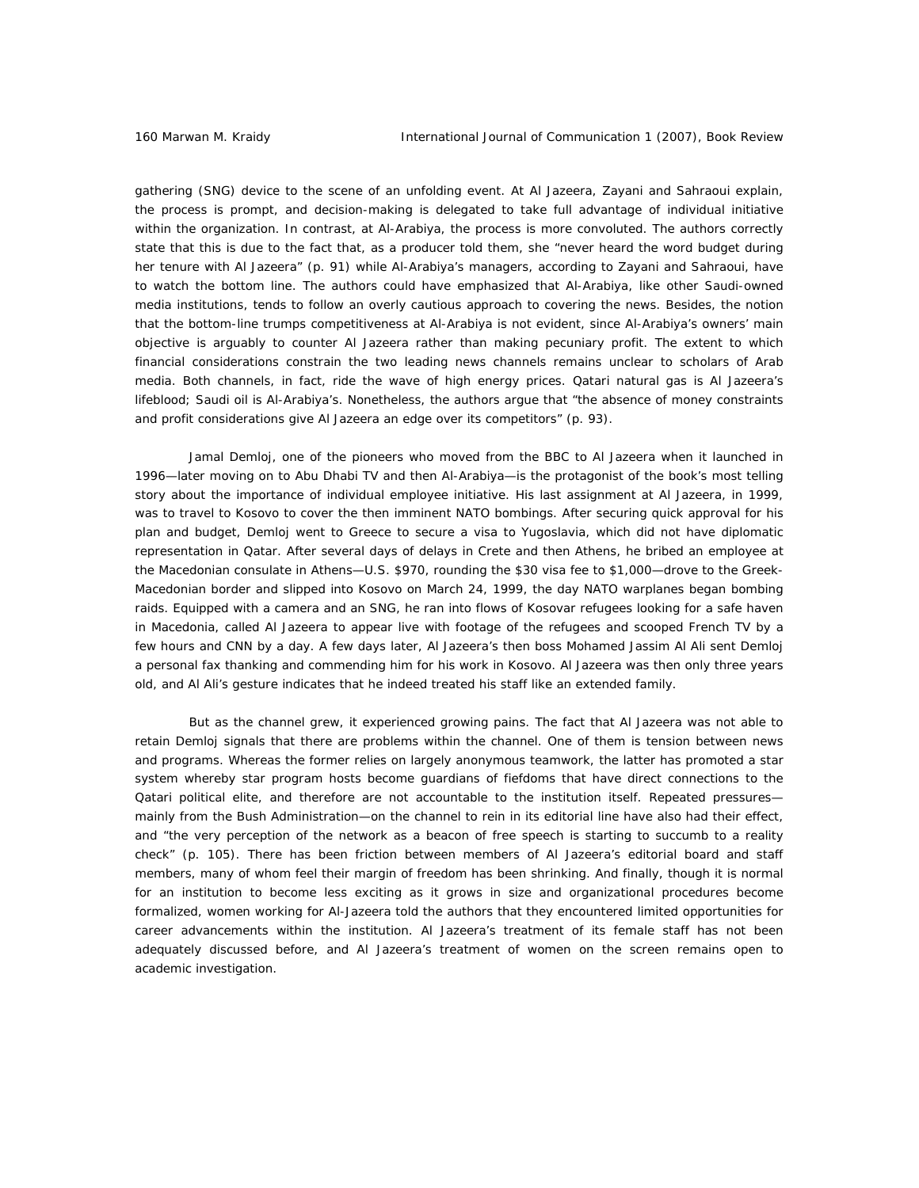gathering (SNG) device to the scene of an unfolding event. At Al Jazeera, Zayani and Sahraoui explain, the process is prompt, and decision-making is delegated to take full advantage of individual initiative within the organization. In contrast, at Al-Arabiya, the process is more convoluted. The authors correctly state that this is due to the fact that, as a producer told them, she "never heard the word budget during her tenure with Al Jazeera" (p. 91) while Al-Arabiya's managers, according to Zayani and Sahraoui, have to watch the bottom line. The authors could have emphasized that Al-Arabiya, like other Saudi-owned media institutions, tends to follow an overly cautious approach to covering the news. Besides, the notion that the bottom-line trumps competitiveness at Al-Arabiya is not evident, since Al-Arabiya's owners' main objective is arguably to counter Al Jazeera rather than making pecuniary profit. The extent to which financial considerations constrain the two leading news channels remains unclear to scholars of Arab media. Both channels, in fact, ride the wave of high energy prices. Qatari natural gas is Al Jazeera's lifeblood; Saudi oil is Al-Arabiya's. Nonetheless, the authors argue that "the absence of money constraints and profit considerations give Al Jazeera an edge over its competitors" (p. 93).

Jamal Demloj, one of the pioneers who moved from the BBC to Al Jazeera when it launched in 1996—later moving on to Abu Dhabi TV and then Al-Arabiya—is the protagonist of the book's most telling story about the importance of individual employee initiative. His last assignment at Al Jazeera, in 1999, was to travel to Kosovo to cover the then imminent NATO bombings. After securing quick approval for his plan and budget, Demloj went to Greece to secure a visa to Yugoslavia, which did not have diplomatic representation in Qatar. After several days of delays in Crete and then Athens, he bribed an employee at the Macedonian consulate in Athens—U.S. $970, rounding the $30 visa fee to $1,000—drove to the Greek-Macedonian border and slipped into Kosovo on March 24, 1999, the day NATO warplanes began bombing raids. Equipped with a camera and an SNG, he ran into flows of Kosovar refugees looking for a safe haven in Macedonia, called Al Jazeera to appear live with footage of the refugees and scooped French TV by a few hours and CNN by a day. A few days later, Al Jazeera's then boss Mohamed Jassim Al Ali sent Demloj a personal fax thanking and commending him for his work in Kosovo. Al Jazeera was then only three years old, and Al Ali's gesture indicates that he indeed treated his staff like an extended family.

But as the channel grew, it experienced growing pains. The fact that Al Jazeera was not able to retain Demloj signals that there are problems within the channel. One of them is tension between news and programs. Whereas the former relies on largely anonymous teamwork, the latter has promoted a star system whereby star program hosts become guardians of fiefdoms that have direct connections to the Qatari political elite, and therefore are not accountable to the institution itself. Repeated pressures—mainly from the Bush Administration—on the channel to rein in its editorial line have also had their effect, and "the very perception of the network as a beacon of free speech is starting to succumb to a reality check" (p. 105). There has been friction between members of Al Jazeera's editorial board and staff members, many of whom feel their margin of freedom has been shrinking. And finally, though it is normal for an institution to become less exciting as it grows in size and organizational procedures become formalized, women working for Al-Jazeera told the authors that they encountered limited opportunities for career advancements within the institution. Al Jazeera's treatment of its female staff has not been adequately discussed before, and Al Jazeera's treatment of women on the screen remains open to academic investigation.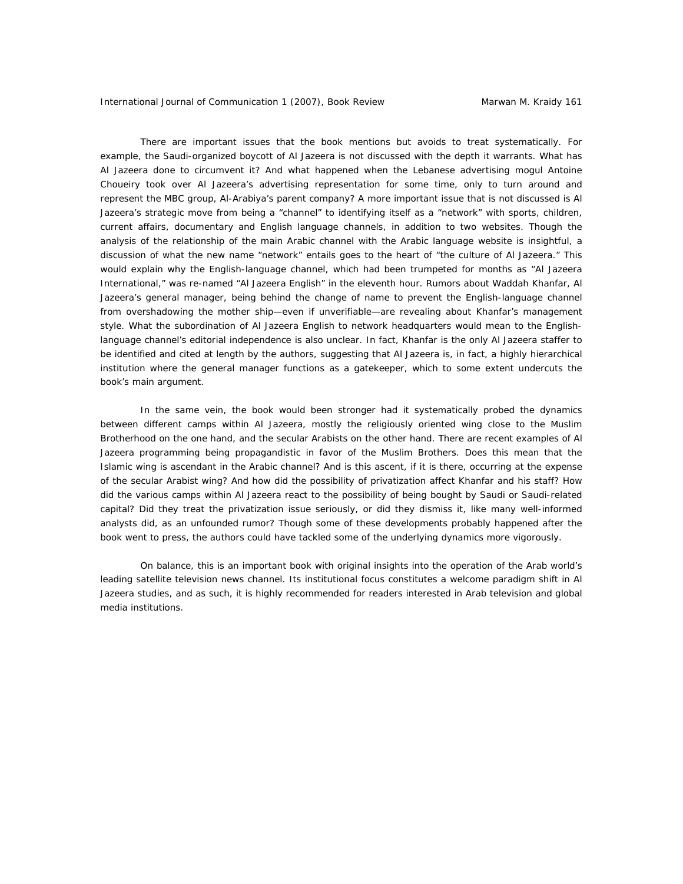There are important issues that the book mentions but avoids to treat systematically. For example, the Saudi-organized boycott of Al Jazeera is not discussed with the depth it warrants. What has Al Jazeera done to circumvent it? And what happened when the Lebanese advertising mogul Antoine Choueiry took over Al Jazeera's advertising representation for some time, only to turn around and represent the MBC group, Al-Arabiya's parent company? A more important issue that is not discussed is Al Jazeera's strategic move from being a "channel" to identifying itself as a "network" with sports, children, current affairs, documentary and English language channels, in addition to two websites. Though the analysis of the relationship of the main Arabic channel with the Arabic language website is insightful, a discussion of what the new name "network" entails goes to the heart of "the culture of Al Jazeera." This would explain why the English-language channel, which had been trumpeted for months as "Al Jazeera International," was re-named "Al Jazeera English" in the eleventh hour. Rumors about Waddah Khanfar, Al Jazeera's general manager, being behind the change of name to prevent the English-language channel from overshadowing the mother ship—even if unverifiable—are revealing about Khanfar's management style. What the subordination of Al Jazeera English to network headquarters would mean to the English-language channel's editorial independence is also unclear. In fact, Khanfar is the only Al Jazeera staffer to be identified and cited at length by the authors, suggesting that Al Jazeera is, in fact, a highly hierarchical institution where the general manager functions as a gatekeeper, which to some extent undercuts the book's main argument.

In the same vein, the book would been stronger had it systematically probed the dynamics between different camps within Al Jazeera, mostly the religiously oriented wing close to the Muslim Brotherhood on the one hand, and the secular Arabists on the other hand. There are recent examples of Al Jazeera programming being propagandistic in favor of the Muslim Brothers. Does this mean that the Islamic wing is ascendant in the Arabic channel? And is this ascent, if it is there, occurring at the expense of the secular Arabist wing? And how did the possibility of privatization affect Khanfar and his staff? How did the various camps within Al Jazeera react to the possibility of being bought by Saudi or Saudi-related capital? Did they treat the privatization issue seriously, or did they dismiss it, like many well-informed analysts did, as an unfounded rumor? Though some of these developments probably happened after the book went to press, the authors could have tackled some of the underlying dynamics more vigorously.

On balance, this is an important book with original insights into the operation of the Arab world's leading satellite television news channel. Its institutional focus constitutes a welcome paradigm shift in Al Jazeera studies, and as such, it is highly recommended for readers interested in Arab television and global media institutions.